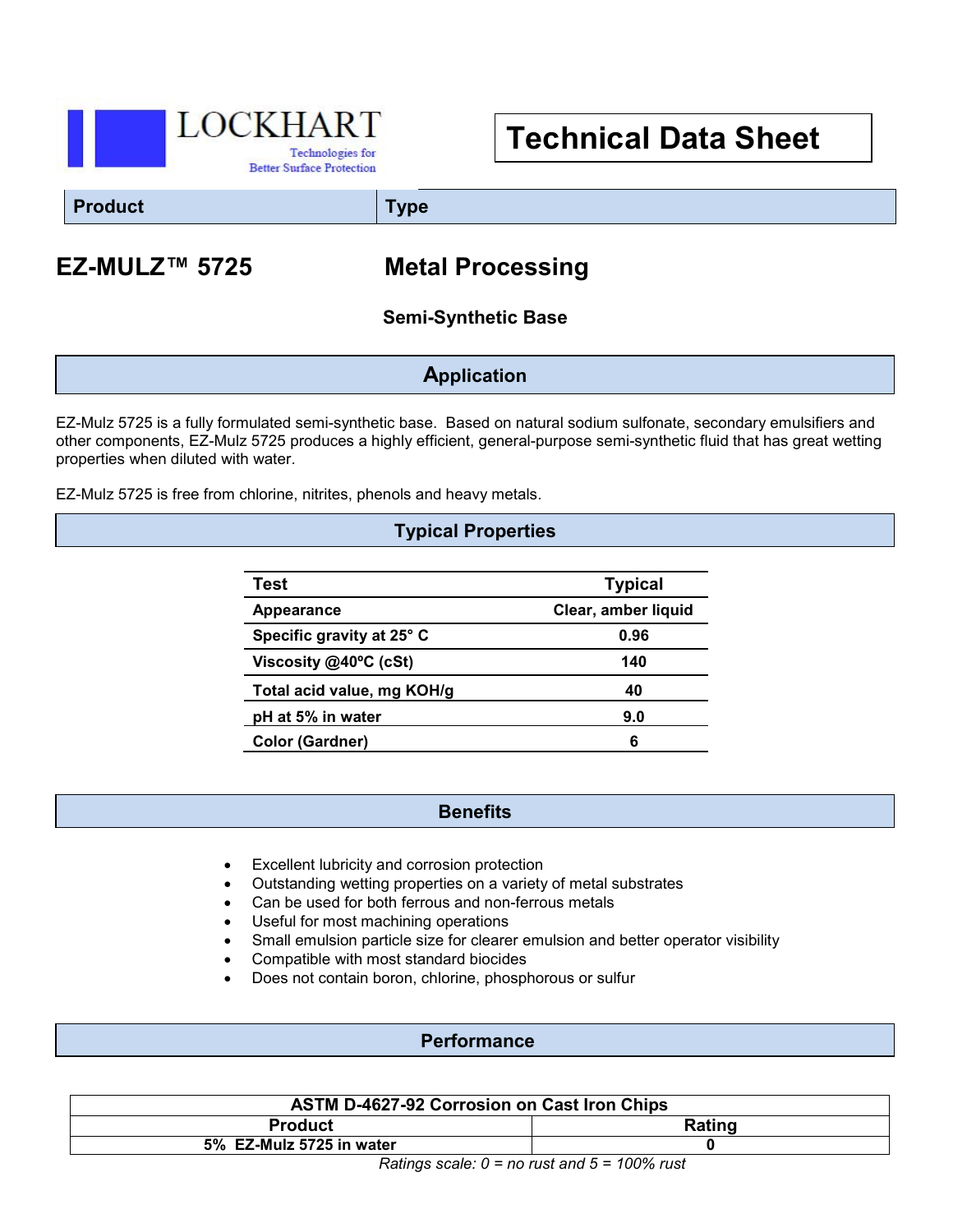# LOCKHART

Technologies for Better Surface Protection

# Technical Data Sheet

| Product | Type |
| --- | --- |

## EZ-MULZ™ 5725 — Metal Processing

**Semi-Synthetic Base**

## Application

EZ-Mulz 5725 is a fully formulated semi-synthetic base. Based on natural sodium sulfonate, secondary emulsifiers and other components, EZ-Mulz 5725 produces a highly efficient, general-purpose semi-synthetic fluid that has great wetting properties when diluted with water.

EZ-Mulz 5725 is free from chlorine, nitrites, phenols and heavy metals.

## Typical Properties

| Test | Typical |
| --- | --- |
| Appearance | Clear, amber liquid |
| Specific gravity at 25° C | 0.96 |
| Viscosity @40ºC (cSt) | 140 |
| Total acid value, mg KOH/g | 40 |
| pH at 5% in water | 9.0 |
| Color (Gardner) | 6 |

## Benefits

- Excellent lubricity and corrosion protection
- Outstanding wetting properties on a variety of metal substrates
- Can be used for both ferrous and non-ferrous metals
- Useful for most machining operations
- Small emulsion particle size for clearer emulsion and better operator visibility
- Compatible with most standard biocides
- Does not contain boron, chlorine, phosphorous or sulfur

## Performance

| ASTM D-4627-92 Corrosion on Cast Iron Chips | |
| --- | --- |
| **Product** | **Rating** |
| 5% EZ-Mulz 5725 in water | 0 |

*Ratings scale: 0 = no rust and 5 = 100% rust*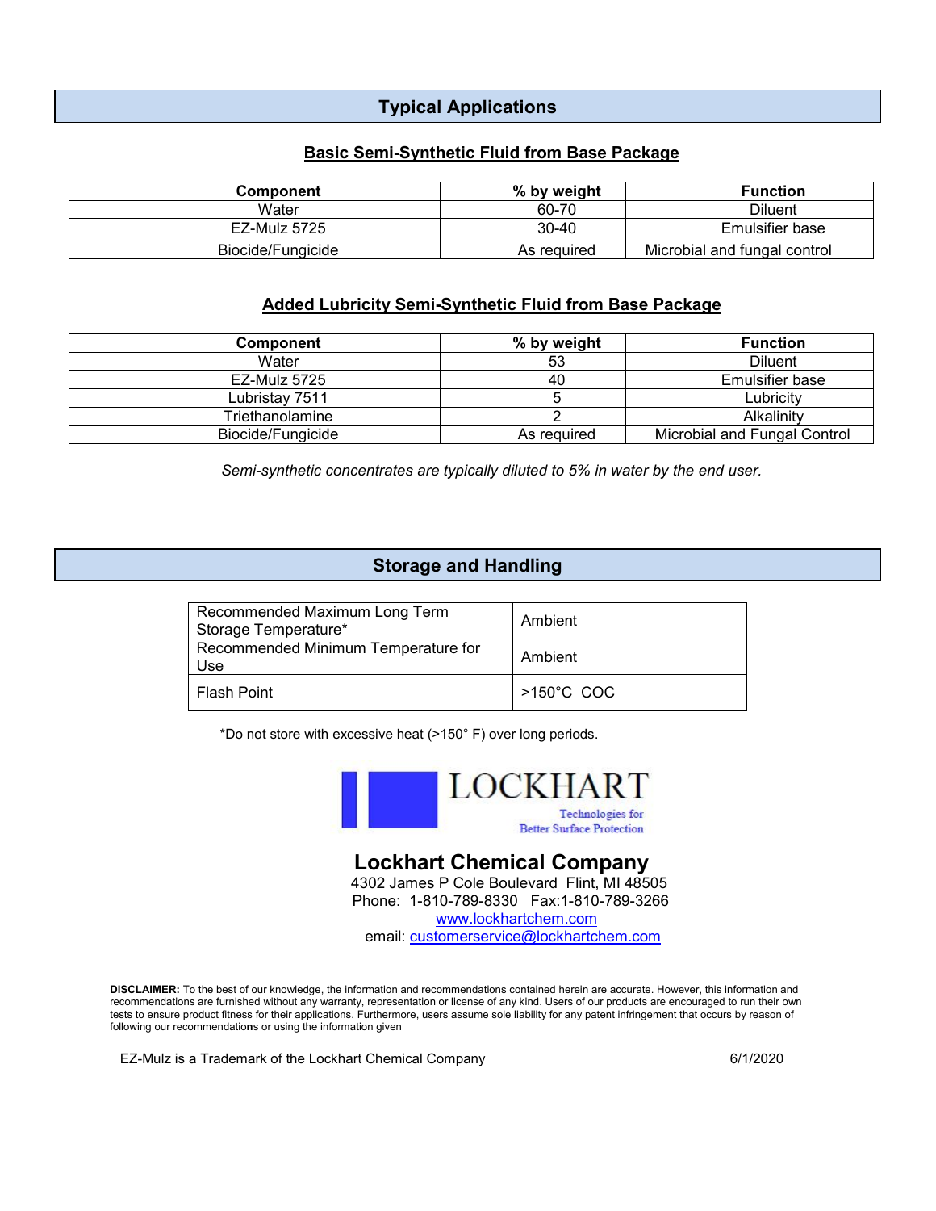## Typical Applications

### Basic Semi-Synthetic Fluid from Base Package

| Component | % by weight | Function |
|---|---|---|
| Water | 60-70 | Diluent |
| EZ-Mulz 5725 | 30-40 | Emulsifier base |
| Biocide/Fungicide | As required | Microbial and fungal control |

### Added Lubricity Semi-Synthetic Fluid from Base Package

| Component | % by weight | Function |
|---|---|---|
| Water | 53 | Diluent |
| EZ-Mulz 5725 | 40 | Emulsifier base |
| Lubristay 7511 | 5 | Lubricity |
| Triethanolamine | 2 | Alkalinity |
| Biocide/Fungicide | As required | Microbial and Fungal Control |

*Semi-synthetic concentrates are typically diluted to 5% in water by the end user.*

## Storage and Handling

| | |
|---|---|
| Recommended Maximum Long Term Storage Temperature* | Ambient |
| Recommended Minimum Temperature for Use | Ambient |
| Flash Point | >150°C COC |

*Do not store with excessive heat (>150° F) over long periods.

LOCKHART
Technologies for Better Surface Protection

**Lockhart Chemical Company**
4302 James P Cole Boulevard Flint, MI 48505
Phone: 1-810-789-8330 Fax:1-810-789-3266
www.lockhartchem.com
email: customerservice@lockhartchem.com

**DISCLAIMER:** To the best of our knowledge, the information and recommendations contained herein are accurate. However, this information and recommendations are furnished without any warranty, representation or license of any kind. Users of our products are encouraged to run their own tests to ensure product fitness for their applications. Furthermore, users assume sole liability for any patent infringement that occurs by reason of following our recommendations or using the information given

EZ-Mulz is a Trademark of the Lockhart Chemical Company

6/1/2020